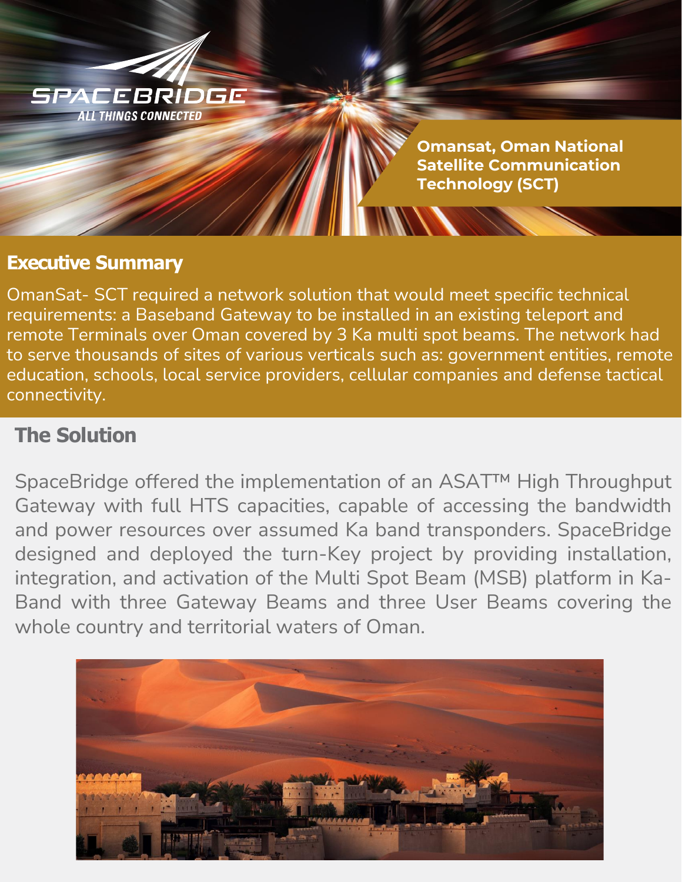SPACEBRIDGE

ALL THINGS CONNECTED

# Omansat, Oman National Satellite Communication Technology (SCT)

## Executive Summary

OmanSat- SCT required a network solution that would meet specific technical requirements: a Baseband Gateway to be installed in an existing teleport and remote Terminals over Oman covered by 3 Ka multi spot beams. The network had to serve thousands of sites of various verticals such as: government entities, remote education, schools, local service providers, cellular companies and defense tactical connectivity.

## The Solution

SpaceBridge offered the implementation of an ASAT™ High Throughput Gateway with full HTS capacities, capable of accessing the bandwidth and power resources over assumed Ka band transponders. SpaceBridge designed and deployed the turn-Key project by providing installation, integration, and activation of the Multi Spot Beam (MSB) platform in Ka-Band with three Gateway Beams and three User Beams covering the whole country and territorial waters of Oman.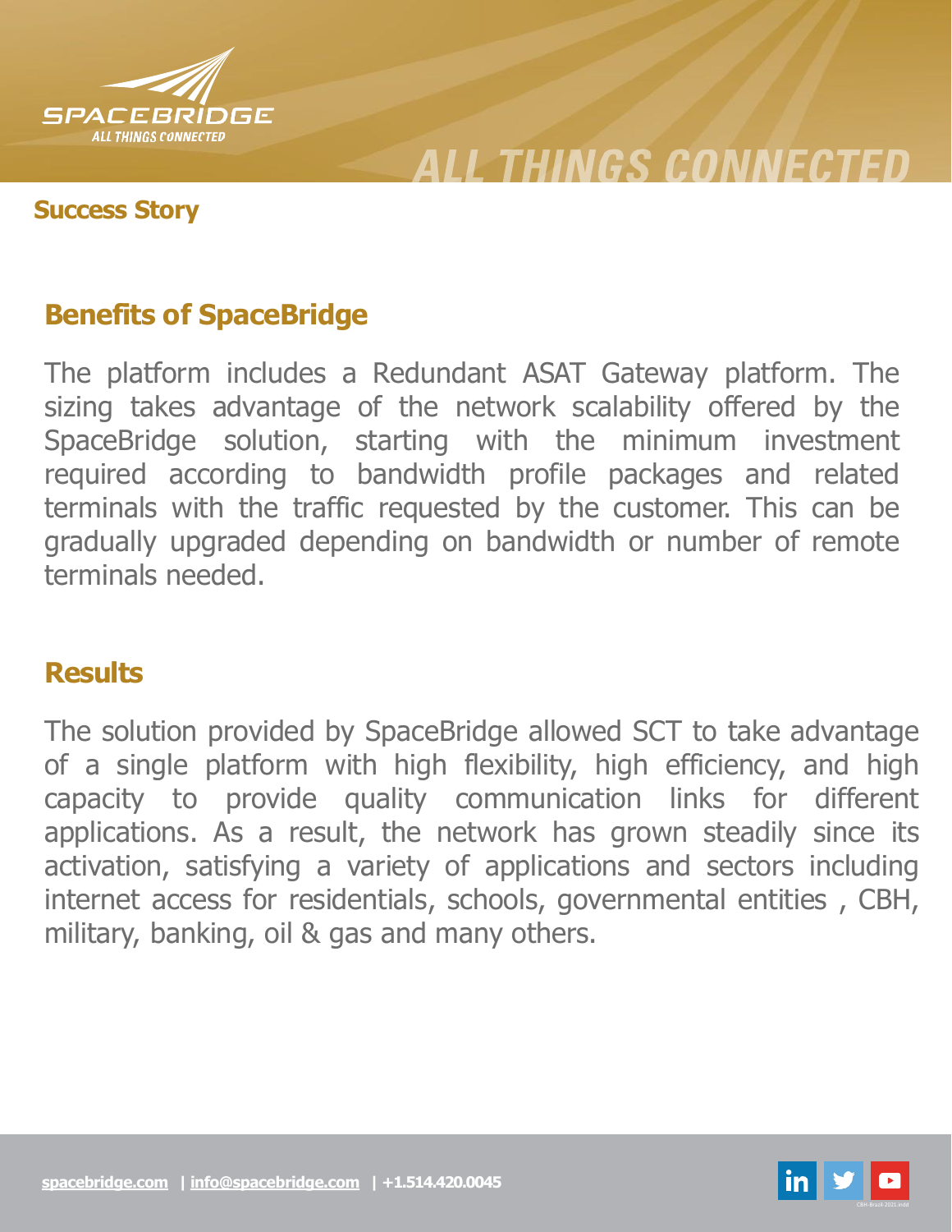**Success Story**

## Benefits of SpaceBridge

The platform includes a Redundant ASAT Gateway platform. The sizing takes advantage of the network scalability offered by the SpaceBridge solution, starting with the minimum investment required according to bandwidth profile packages and related terminals with the traffic requested by the customer. This can be gradually upgraded depending on bandwidth or number of remote terminals needed.

## Results

The solution provided by SpaceBridge allowed SCT to take advantage of a single platform with high flexibility, high efficiency, and high capacity to provide quality communication links for different applications. As a result, the network has grown steadily since its activation, satisfying a variety of applications and sectors including internet access for residentials, schools, governmental entities , CBH, military, banking, oil & gas and many others.

spacebridge.com | info@spacebridge.com | +1.514.420.0045